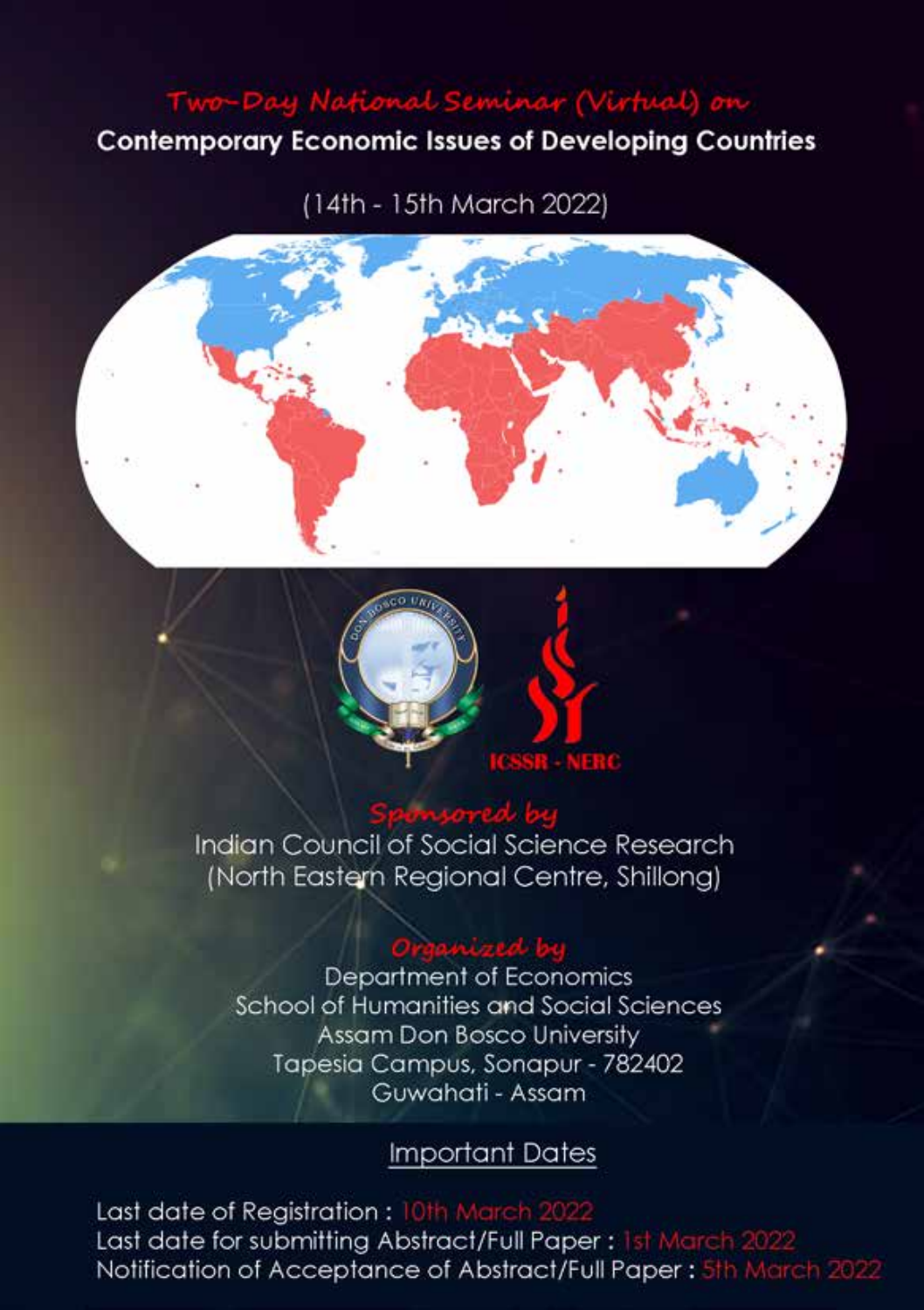*Two-Day National Seminar (Virtual) on*

# Contemporary Economic Issues of Developing Countries

(14th - 15th March 2022)

ICSSR - NERC

*Sponsored by*

Indian Council of Social Science Research
(North Eastern Regional Centre, Shillong)

*Organized by*

Department of Economics
School of Humanities and Social Sciences
Assam Don Bosco University
Tapesia Campus, Sonapur - 782402
Guwahati - Assam

## Important Dates

Last date of Registration : 10th March 2022
Last date for submitting Abstract/Full Paper : 1st March 2022
Notification of Acceptance of Abstract/Full Paper : 5th March 2022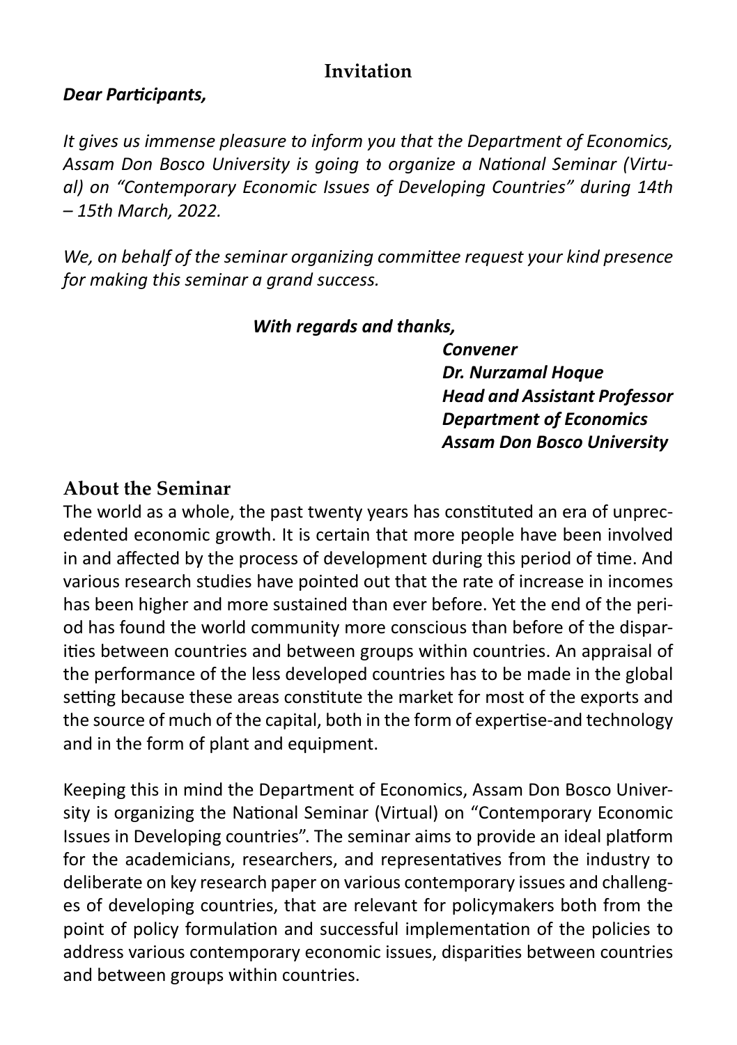## Invitation

***Dear Participants,***

*It gives us immense pleasure to inform you that the Department of Economics, Assam Don Bosco University is going to organize a National Seminar (Virtual) on "Contemporary Economic Issues of Developing Countries" during 14th – 15th March, 2022.*

*We, on behalf of the seminar organizing committee request your kind presence for making this seminar a grand success.*

***With regards and thanks,***

***Convener***
***Dr. Nurzamal Hoque***
***Head and Assistant Professor***
***Department of Economics***
***Assam Don Bosco University***

## About the Seminar

The world as a whole, the past twenty years has constituted an era of unprecedented economic growth. It is certain that more people have been involved in and affected by the process of development during this period of time. And various research studies have pointed out that the rate of increase in incomes has been higher and more sustained than ever before. Yet the end of the period has found the world community more conscious than before of the disparities between countries and between groups within countries. An appraisal of the performance of the less developed countries has to be made in the global setting because these areas constitute the market for most of the exports and the source of much of the capital, both in the form of expertise-and technology and in the form of plant and equipment.

Keeping this in mind the Department of Economics, Assam Don Bosco University is organizing the National Seminar (Virtual) on "Contemporary Economic Issues in Developing countries". The seminar aims to provide an ideal platform for the academicians, researchers, and representatives from the industry to deliberate on key research paper on various contemporary issues and challenges of developing countries, that are relevant for policymakers both from the point of policy formulation and successful implementation of the policies to address various contemporary economic issues, disparities between countries and between groups within countries.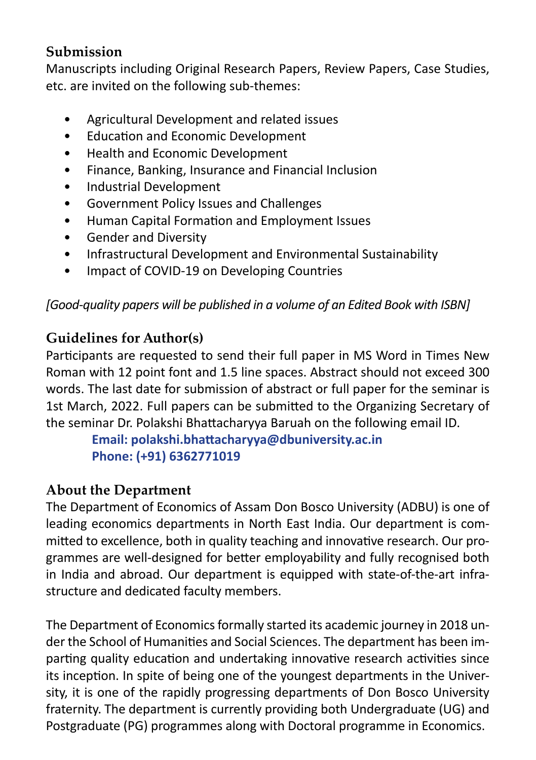## Submission

Manuscripts including Original Research Papers, Review Papers, Case Studies, etc. are invited on the following sub-themes:

- Agricultural Development and related issues
- Education and Economic Development
- Health and Economic Development
- Finance, Banking, Insurance and Financial Inclusion
- Industrial Development
- Government Policy Issues and Challenges
- Human Capital Formation and Employment Issues
- Gender and Diversity
- Infrastructural Development and Environmental Sustainability
- Impact of COVID-19 on Developing Countries

*[Good-quality papers will be published in a volume of an Edited Book with ISBN]*

## Guidelines for Author(s)

Participants are requested to send their full paper in MS Word in Times New Roman with 12 point font and 1.5 line spaces. Abstract should not exceed 300 words. The last date for submission of abstract or full paper for the seminar is 1st March, 2022. Full papers can be submitted to the Organizing Secretary of the seminar Dr. Polakshi Bhattacharyya Baruah on the following email ID.

**Email: polakshi.bhattacharyya@dbuniversity.ac.in**
**Phone: (+91) 6362771019**

## About the Department

The Department of Economics of Assam Don Bosco University (ADBU) is one of leading economics departments in North East India. Our department is committed to excellence, both in quality teaching and innovative research. Our programmes are well-designed for better employability and fully recognised both in India and abroad. Our department is equipped with state-of-the-art infrastructure and dedicated faculty members.

The Department of Economics formally started its academic journey in 2018 under the School of Humanities and Social Sciences. The department has been imparting quality education and undertaking innovative research activities since its inception. In spite of being one of the youngest departments in the University, it is one of the rapidly progressing departments of Don Bosco University fraternity. The department is currently providing both Undergraduate (UG) and Postgraduate (PG) programmes along with Doctoral programme in Economics.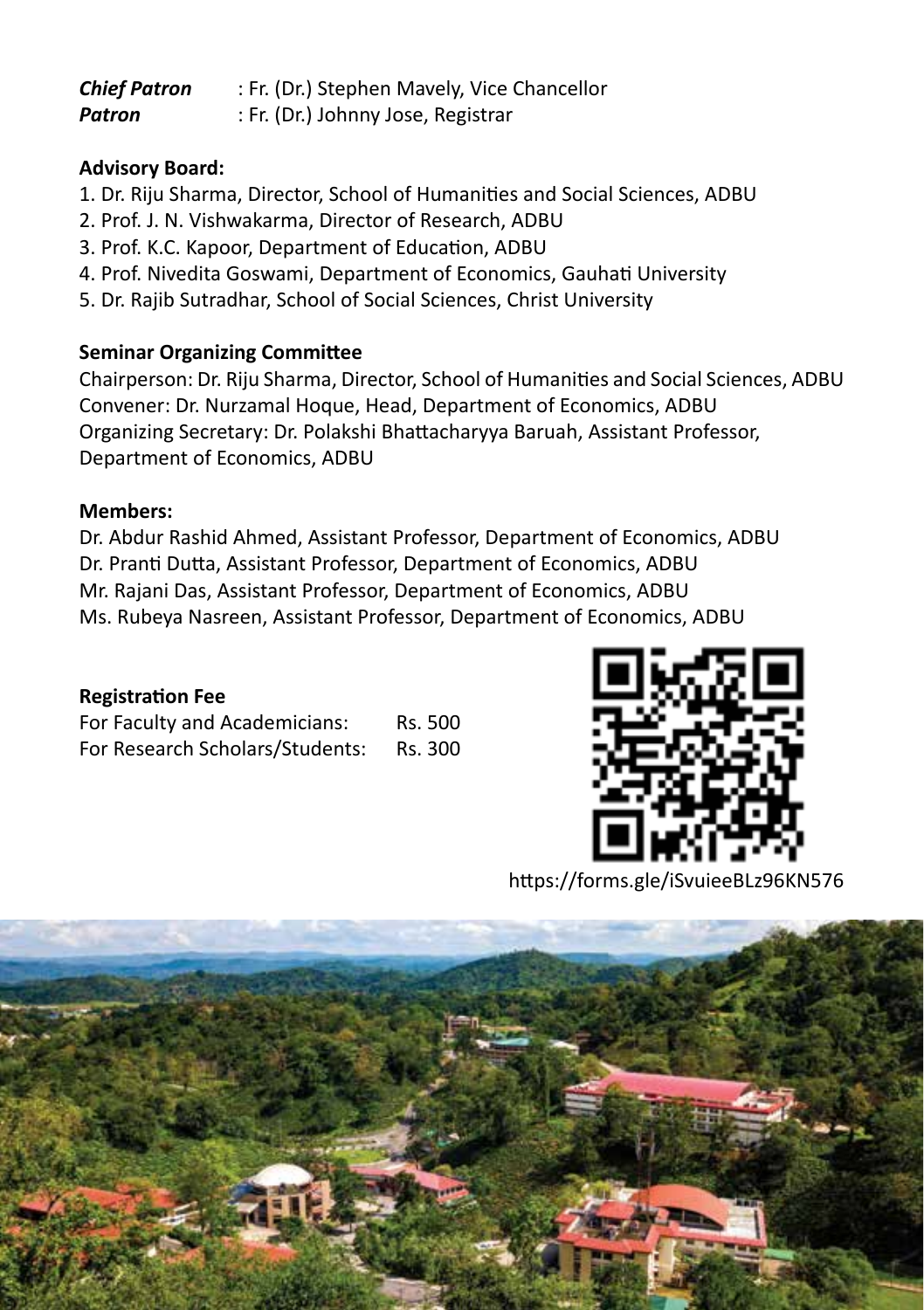***Chief Patron*** : Fr. (Dr.) Stephen Mavely, Vice Chancellor
***Patron*** : Fr. (Dr.) Johnny Jose, Registrar

**Advisory Board:**

1. Dr. Riju Sharma, Director, School of Humanities and Social Sciences, ADBU
2. Prof. J. N. Vishwakarma, Director of Research, ADBU
3. Prof. K.C. Kapoor, Department of Education, ADBU
4. Prof. Nivedita Goswami, Department of Economics, Gauhati University
5. Dr. Rajib Sutradhar, School of Social Sciences, Christ University

**Seminar Organizing Committee**

Chairperson: Dr. Riju Sharma, Director, School of Humanities and Social Sciences, ADBU
Convener: Dr. Nurzamal Hoque, Head, Department of Economics, ADBU
Organizing Secretary: Dr. Polakshi Bhattacharyya Baruah, Assistant Professor, Department of Economics, ADBU

**Members:**

Dr. Abdur Rashid Ahmed, Assistant Professor, Department of Economics, ADBU
Dr. Pranti Dutta, Assistant Professor, Department of Economics, ADBU
Mr. Rajani Das, Assistant Professor, Department of Economics, ADBU
Ms. Rubeya Nasreen, Assistant Professor, Department of Economics, ADBU

**Registration Fee**

| | |
|---|---|
| For Faculty and Academicians: | Rs. 500 |
| For Research Scholars/Students: | Rs. 300 |

https://forms.gle/iSvuieeBLz96KN576